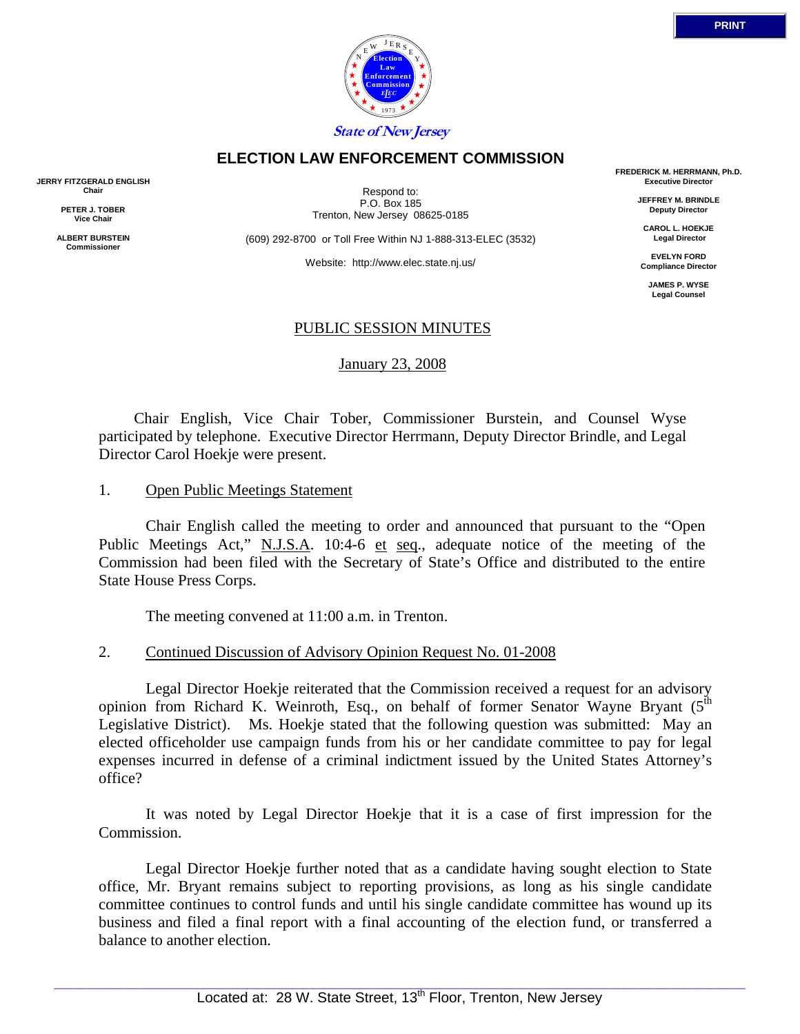State of New Jersey

# ELECTION LAW ENFORCEMENT COMMISSION

**JERRY FITZGERALD ENGLISH**
**Chair**

**PETER J. TOBER**
**Vice Chair**

**ALBERT BURSTEIN**
**Commissioner**

Respond to:
P.O. Box 185
Trenton, New Jersey 08625-0185

(609) 292-8700 or Toll Free Within NJ 1-888-313-ELEC (3532)

Website: http://www.elec.state.nj.us/

**FREDERICK M. HERRMANN, Ph.D.**
**Executive Director**

**JEFFREY M. BRINDLE**
**Deputy Director**

**CAROL L. HOEKJE**
**Legal Director**

**EVELYN FORD**
**Compliance Director**

**JAMES P. WYSE**
**Legal Counsel**

PUBLIC SESSION MINUTES

January 23, 2008

Chair English, Vice Chair Tober, Commissioner Burstein, and Counsel Wyse participated by telephone. Executive Director Herrmann, Deputy Director Brindle, and Legal Director Carol Hoekje were present.

1. Open Public Meetings Statement

Chair English called the meeting to order and announced that pursuant to the "Open Public Meetings Act," N.J.S.A. 10:4-6 et seq., adequate notice of the meeting of the Commission had been filed with the Secretary of State's Office and distributed to the entire State House Press Corps.

The meeting convened at 11:00 a.m. in Trenton.

2. Continued Discussion of Advisory Opinion Request No. 01-2008

Legal Director Hoekje reiterated that the Commission received a request for an advisory opinion from Richard K. Weinroth, Esq., on behalf of former Senator Wayne Bryant (5th Legislative District). Ms. Hoekje stated that the following question was submitted: May an elected officeholder use campaign funds from his or her candidate committee to pay for legal expenses incurred in defense of a criminal indictment issued by the United States Attorney's office?

It was noted by Legal Director Hoekje that it is a case of first impression for the Commission.

Legal Director Hoekje further noted that as a candidate having sought election to State office, Mr. Bryant remains subject to reporting provisions, as long as his single candidate committee continues to control funds and until his single candidate committee has wound up its business and filed a final report with a final accounting of the election fund, or transferred a balance to another election.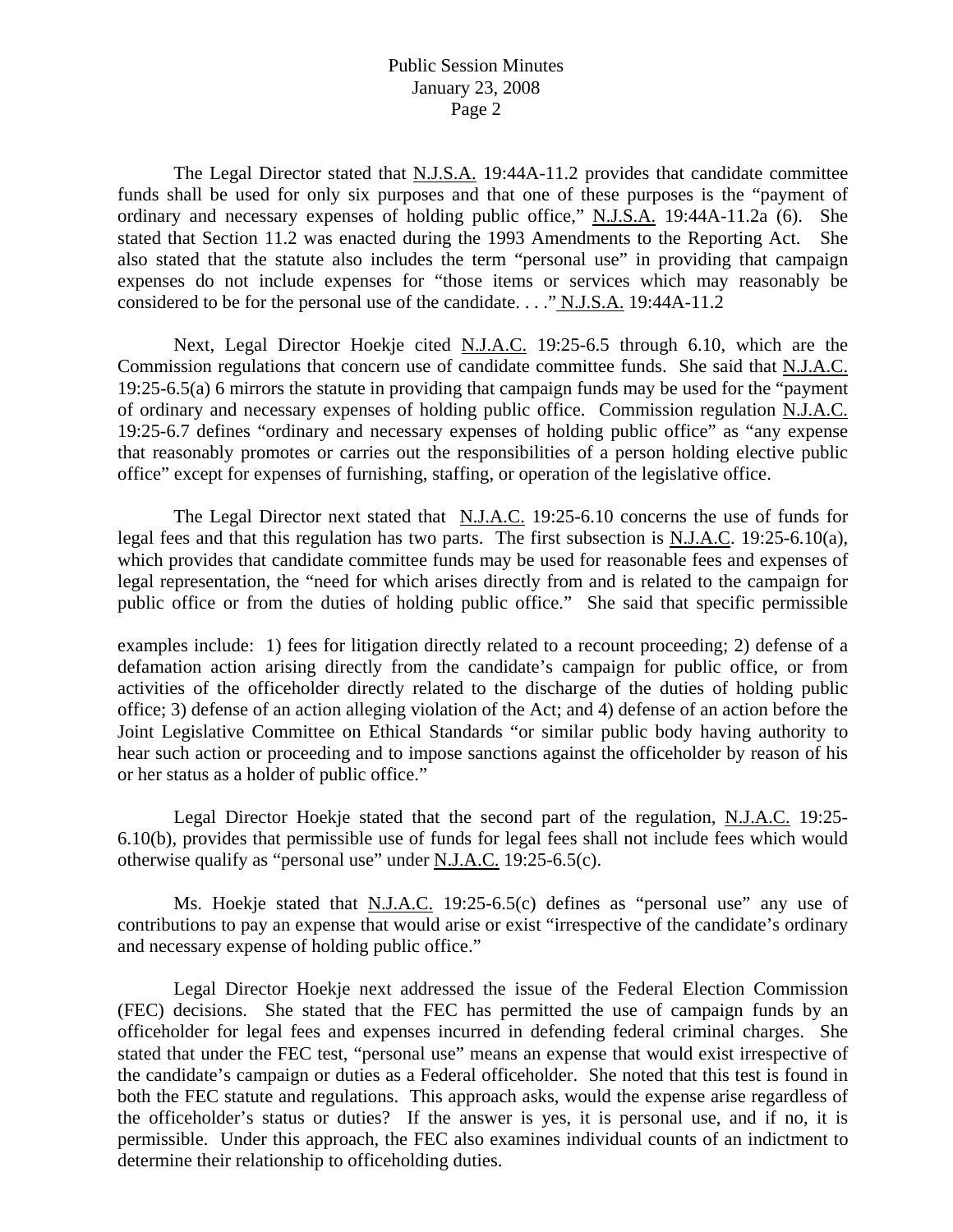The Legal Director stated that N.J.S.A. 19:44A-11.2 provides that candidate committee funds shall be used for only six purposes and that one of these purposes is the "payment of ordinary and necessary expenses of holding public office," N.J.S.A. 19:44A-11.2a (6). She stated that Section 11.2 was enacted during the 1993 Amendments to the Reporting Act. She also stated that the statute also includes the term "personal use" in providing that campaign expenses do not include expenses for "those items or services which may reasonably be considered to be for the personal use of the candidate. . . ." N.J.S.A. 19:44A-11.2

Next, Legal Director Hoekje cited N.J.A.C. 19:25-6.5 through 6.10, which are the Commission regulations that concern use of candidate committee funds. She said that N.J.A.C. 19:25-6.5(a) 6 mirrors the statute in providing that campaign funds may be used for the "payment of ordinary and necessary expenses of holding public office. Commission regulation N.J.A.C. 19:25-6.7 defines "ordinary and necessary expenses of holding public office" as "any expense that reasonably promotes or carries out the responsibilities of a person holding elective public office" except for expenses of furnishing, staffing, or operation of the legislative office.

The Legal Director next stated that N.J.A.C. 19:25-6.10 concerns the use of funds for legal fees and that this regulation has two parts. The first subsection is N.J.A.C. 19:25-6.10(a), which provides that candidate committee funds may be used for reasonable fees and expenses of legal representation, the "need for which arises directly from and is related to the campaign for public office or from the duties of holding public office." She said that specific permissible examples include: 1) fees for litigation directly related to a recount proceeding; 2) defense of a defamation action arising directly from the candidate's campaign for public office, or from activities of the officeholder directly related to the discharge of the duties of holding public office; 3) defense of an action alleging violation of the Act; and 4) defense of an action before the Joint Legislative Committee on Ethical Standards "or similar public body having authority to hear such action or proceeding and to impose sanctions against the officeholder by reason of his or her status as a holder of public office."

Legal Director Hoekje stated that the second part of the regulation, N.J.A.C. 19:25-6.10(b), provides that permissible use of funds for legal fees shall not include fees which would otherwise qualify as "personal use" under N.J.A.C. 19:25-6.5(c).

Ms. Hoekje stated that N.J.A.C. 19:25-6.5(c) defines as "personal use" any use of contributions to pay an expense that would arise or exist "irrespective of the candidate's ordinary and necessary expense of holding public office."

Legal Director Hoekje next addressed the issue of the Federal Election Commission (FEC) decisions. She stated that the FEC has permitted the use of campaign funds by an officeholder for legal fees and expenses incurred in defending federal criminal charges. She stated that under the FEC test, "personal use" means an expense that would exist irrespective of the candidate's campaign or duties as a Federal officeholder. She noted that this test is found in both the FEC statute and regulations. This approach asks, would the expense arise regardless of the officeholder's status or duties? If the answer is yes, it is personal use, and if no, it is permissible. Under this approach, the FEC also examines individual counts of an indictment to determine their relationship to officeholding duties.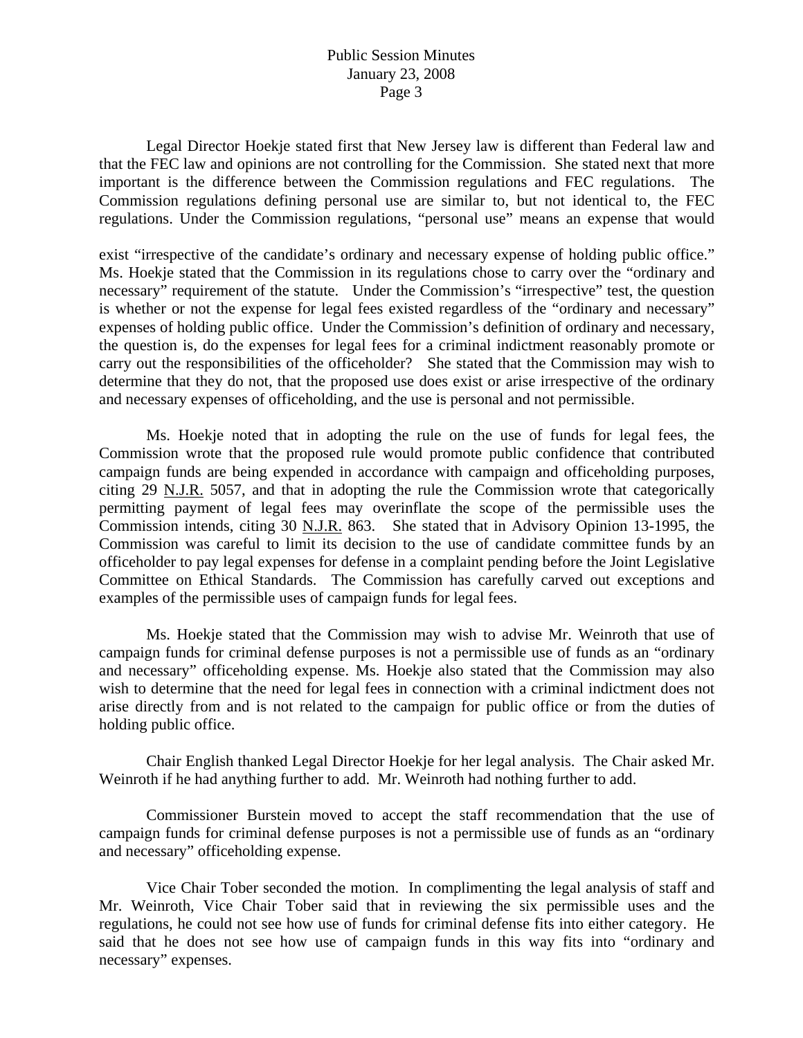Legal Director Hoekje stated first that New Jersey law is different than Federal law and that the FEC law and opinions are not controlling for the Commission. She stated next that more important is the difference between the Commission regulations and FEC regulations. The Commission regulations defining personal use are similar to, but not identical to, the FEC regulations. Under the Commission regulations, "personal use" means an expense that would exist "irrespective of the candidate's ordinary and necessary expense of holding public office." Ms. Hoekje stated that the Commission in its regulations chose to carry over the "ordinary and necessary" requirement of the statute. Under the Commission's "irrespective" test, the question is whether or not the expense for legal fees existed regardless of the "ordinary and necessary" expenses of holding public office. Under the Commission's definition of ordinary and necessary, the question is, do the expenses for legal fees for a criminal indictment reasonably promote or carry out the responsibilities of the officeholder? She stated that the Commission may wish to determine that they do not, that the proposed use does exist or arise irrespective of the ordinary and necessary expenses of officeholding, and the use is personal and not permissible.

Ms. Hoekje noted that in adopting the rule on the use of funds for legal fees, the Commission wrote that the proposed rule would promote public confidence that contributed campaign funds are being expended in accordance with campaign and officeholding purposes, citing 29 N.J.R. 5057, and that in adopting the rule the Commission wrote that categorically permitting payment of legal fees may overinflate the scope of the permissible uses the Commission intends, citing 30 N.J.R. 863. She stated that in Advisory Opinion 13-1995, the Commission was careful to limit its decision to the use of candidate committee funds by an officeholder to pay legal expenses for defense in a complaint pending before the Joint Legislative Committee on Ethical Standards. The Commission has carefully carved out exceptions and examples of the permissible uses of campaign funds for legal fees.

Ms. Hoekje stated that the Commission may wish to advise Mr. Weinroth that use of campaign funds for criminal defense purposes is not a permissible use of funds as an "ordinary and necessary" officeholding expense. Ms. Hoekje also stated that the Commission may also wish to determine that the need for legal fees in connection with a criminal indictment does not arise directly from and is not related to the campaign for public office or from the duties of holding public office.

Chair English thanked Legal Director Hoekje for her legal analysis. The Chair asked Mr. Weinroth if he had anything further to add. Mr. Weinroth had nothing further to add.

Commissioner Burstein moved to accept the staff recommendation that the use of campaign funds for criminal defense purposes is not a permissible use of funds as an "ordinary and necessary" officeholding expense.

Vice Chair Tober seconded the motion. In complimenting the legal analysis of staff and Mr. Weinroth, Vice Chair Tober said that in reviewing the six permissible uses and the regulations, he could not see how use of funds for criminal defense fits into either category. He said that he does not see how use of campaign funds in this way fits into "ordinary and necessary" expenses.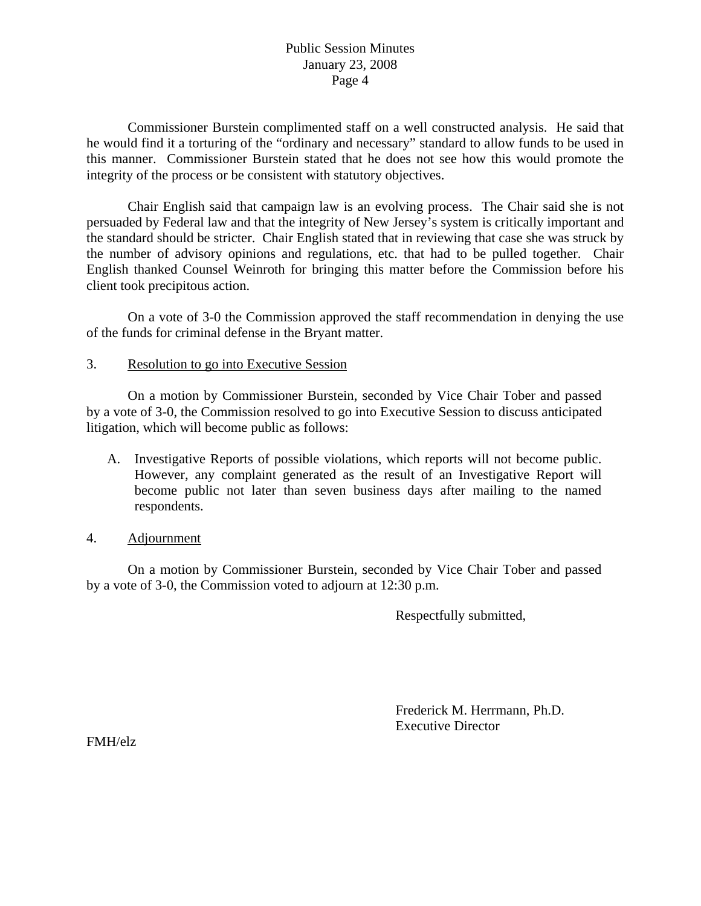Commissioner Burstein complimented staff on a well constructed analysis. He said that he would find it a torturing of the "ordinary and necessary" standard to allow funds to be used in this manner. Commissioner Burstein stated that he does not see how this would promote the integrity of the process or be consistent with statutory objectives.

Chair English said that campaign law is an evolving process. The Chair said she is not persuaded by Federal law and that the integrity of New Jersey's system is critically important and the standard should be stricter. Chair English stated that in reviewing that case she was struck by the number of advisory opinions and regulations, etc. that had to be pulled together. Chair English thanked Counsel Weinroth for bringing this matter before the Commission before his client took precipitous action.

On a vote of 3-0 the Commission approved the staff recommendation in denying the use of the funds for criminal defense in the Bryant matter.

3. Resolution to go into Executive Session

On a motion by Commissioner Burstein, seconded by Vice Chair Tober and passed by a vote of 3-0, the Commission resolved to go into Executive Session to discuss anticipated litigation, which will become public as follows:

A. Investigative Reports of possible violations, which reports will not become public. However, any complaint generated as the result of an Investigative Report will become public not later than seven business days after mailing to the named respondents.

4. Adjournment

On a motion by Commissioner Burstein, seconded by Vice Chair Tober and passed by a vote of 3-0, the Commission voted to adjourn at 12:30 p.m.

Respectfully submitted,

Frederick M. Herrmann, Ph.D.
Executive Director

FMH/elz